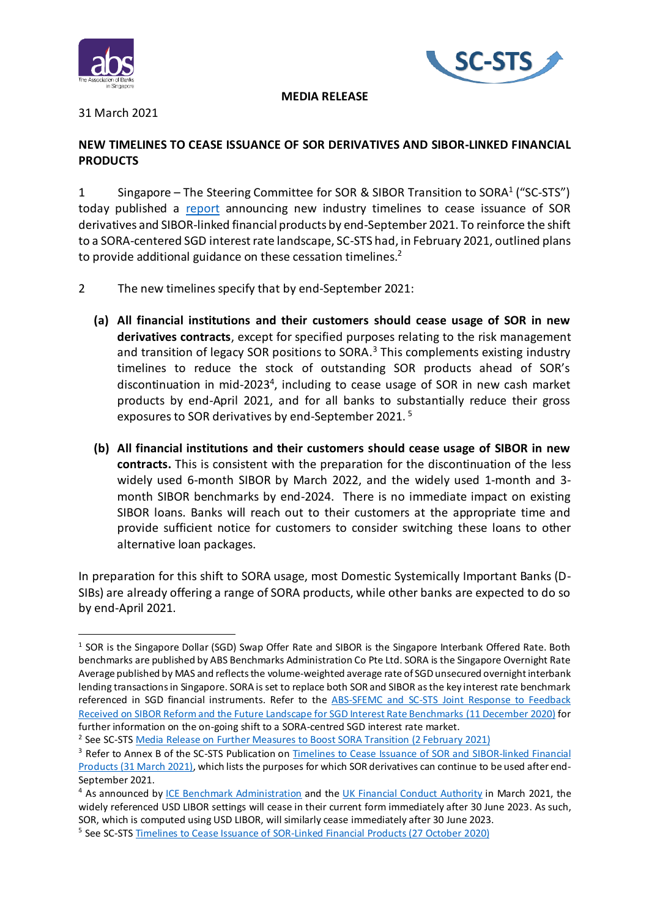**MEDIA RELEASE**

31 March 2021

## NEW TIMELINES TO CEASE ISSUANCE OF SOR DERIVATIVES AND SIBOR-LINKED FINANCIAL PRODUCTS

1 Singapore – The Steering Committee for SOR & SIBOR Transition to SORA[1] ("SC-STS") today published a report announcing new industry timelines to cease issuance of SOR derivatives and SIBOR-linked financial products by end-September 2021. To reinforce the shift to a SORA-centered SGD interest rate landscape, SC-STS had, in February 2021, outlined plans to provide additional guidance on these cessation timelines.[2]

2 The new timelines specify that by end-September 2021:

(a) **All financial institutions and their customers should cease usage of SOR in new derivatives contracts**, except for specified purposes relating to the risk management and transition of legacy SOR positions to SORA.[3] This complements existing industry timelines to reduce the stock of outstanding SOR products ahead of SOR's discontinuation in mid-2023[4], including to cease usage of SOR in new cash market products by end-April 2021, and for all banks to substantially reduce their gross exposures to SOR derivatives by end-September 2021.[5]

(b) **All financial institutions and their customers should cease usage of SIBOR in new contracts.** This is consistent with the preparation for the discontinuation of the less widely used 6-month SIBOR by March 2022, and the widely used 1-month and 3-month SIBOR benchmarks by end-2024. There is no immediate impact on existing SIBOR loans. Banks will reach out to their customers at the appropriate time and provide sufficient notice for customers to consider switching these loans to other alternative loan packages.

In preparation for this shift to SORA usage, most Domestic Systemically Important Banks (D-SIBs) are already offering a range of SORA products, while other banks are expected to do so by end-April 2021.

---

[1] SOR is the Singapore Dollar (SGD) Swap Offer Rate and SIBOR is the Singapore Interbank Offered Rate. Both benchmarks are published by ABS Benchmarks Administration Co Pte Ltd. SORA is the Singapore Overnight Rate Average published by MAS and reflects the volume-weighted average rate of SGD unsecured overnight interbank lending transactions in Singapore. SORA is set to replace both SOR and SIBOR as the key interest rate benchmark referenced in SGD financial instruments. Refer to the ABS-SFEMC and SC-STS Joint Response to Feedback Received on SIBOR Reform and the Future Landscape for SGD Interest Rate Benchmarks (11 December 2020) for further information on the on-going shift to a SORA-centred SGD interest rate market.

[2] See SC-STS Media Release on Further Measures to Boost SORA Transition (2 February 2021)

[3] Refer to Annex B of the SC-STS Publication on Timelines to Cease Issuance of SOR and SIBOR-linked Financial Products (31 March 2021), which lists the purposes for which SOR derivatives can continue to be used after end-September 2021.

[4] As announced by ICE Benchmark Administration and the UK Financial Conduct Authority in March 2021, the widely referenced USD LIBOR settings will cease in their current form immediately after 30 June 2023. As such, SOR, which is computed using USD LIBOR, will similarly cease immediately after 30 June 2023.

[5] See SC-STS Timelines to Cease Issuance of SOR-Linked Financial Products (27 October 2020)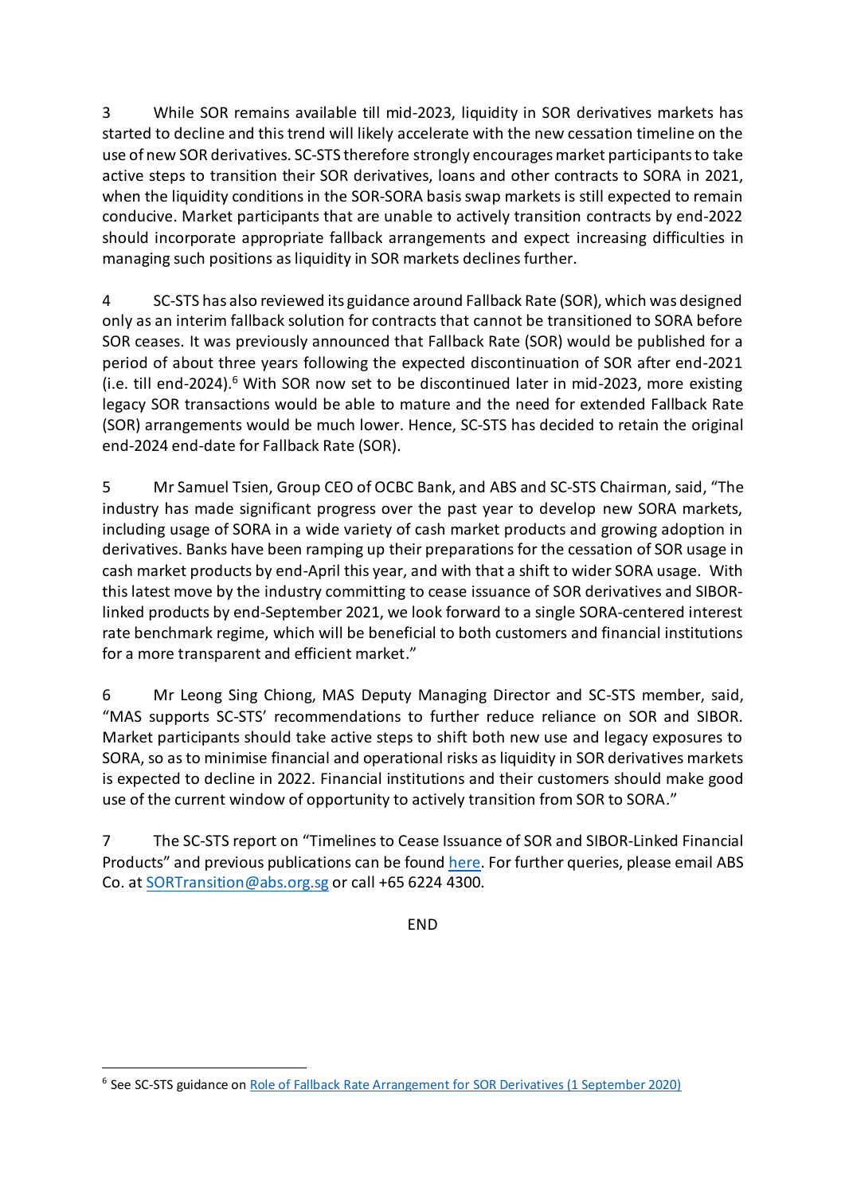3 While SOR remains available till mid-2023, liquidity in SOR derivatives markets has started to decline and this trend will likely accelerate with the new cessation timeline on the use of new SOR derivatives. SC-STS therefore strongly encourages market participants to take active steps to transition their SOR derivatives, loans and other contracts to SORA in 2021, when the liquidity conditions in the SOR-SORA basis swap markets is still expected to remain conducive. Market participants that are unable to actively transition contracts by end-2022 should incorporate appropriate fallback arrangements and expect increasing difficulties in managing such positions as liquidity in SOR markets declines further.

4 SC-STS has also reviewed its guidance around Fallback Rate (SOR), which was designed only as an interim fallback solution for contracts that cannot be transitioned to SORA before SOR ceases. It was previously announced that Fallback Rate (SOR) would be published for a period of about three years following the expected discontinuation of SOR after end-2021 (i.e. till end-2024).[6] With SOR now set to be discontinued later in mid-2023, more existing legacy SOR transactions would be able to mature and the need for extended Fallback Rate (SOR) arrangements would be much lower. Hence, SC-STS has decided to retain the original end-2024 end-date for Fallback Rate (SOR).

5 Mr Samuel Tsien, Group CEO of OCBC Bank, and ABS and SC-STS Chairman, said, "The industry has made significant progress over the past year to develop new SORA markets, including usage of SORA in a wide variety of cash market products and growing adoption in derivatives. Banks have been ramping up their preparations for the cessation of SOR usage in cash market products by end-April this year, and with that a shift to wider SORA usage. With this latest move by the industry committing to cease issuance of SOR derivatives and SIBOR-linked products by end-September 2021, we look forward to a single SORA-centered interest rate benchmark regime, which will be beneficial to both customers and financial institutions for a more transparent and efficient market."

6 Mr Leong Sing Chiong, MAS Deputy Managing Director and SC-STS member, said, "MAS supports SC-STS' recommendations to further reduce reliance on SOR and SIBOR. Market participants should take active steps to shift both new use and legacy exposures to SORA, so as to minimise financial and operational risks as liquidity in SOR derivatives markets is expected to decline in 2022. Financial institutions and their customers should make good use of the current window of opportunity to actively transition from SOR to SORA."

7 The SC-STS report on "Timelines to Cease Issuance of SOR and SIBOR-Linked Financial Products" and previous publications can be found here. For further queries, please email ABS Co. at SORTransition@abs.org.sg or call +65 6224 4300.

END

---

[6] See SC-STS guidance on Role of Fallback Rate Arrangement for SOR Derivatives (1 September 2020)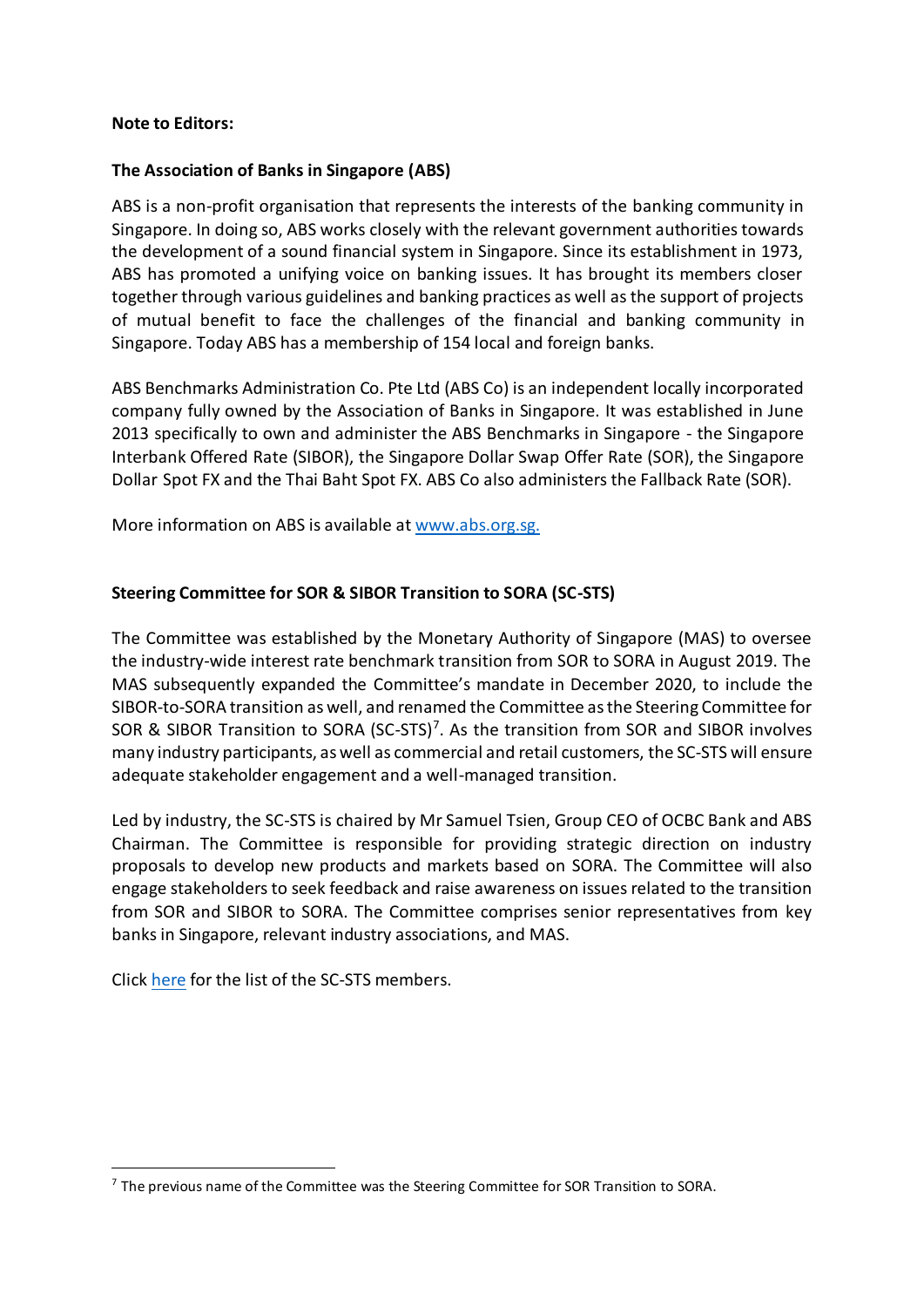**Note to Editors:**

**The Association of Banks in Singapore (ABS)**

ABS is a non-profit organisation that represents the interests of the banking community in Singapore. In doing so, ABS works closely with the relevant government authorities towards the development of a sound financial system in Singapore. Since its establishment in 1973, ABS has promoted a unifying voice on banking issues. It has brought its members closer together through various guidelines and banking practices as well as the support of projects of mutual benefit to face the challenges of the financial and banking community in Singapore. Today ABS has a membership of 154 local and foreign banks.

ABS Benchmarks Administration Co. Pte Ltd (ABS Co) is an independent locally incorporated company fully owned by the Association of Banks in Singapore. It was established in June 2013 specifically to own and administer the ABS Benchmarks in Singapore - the Singapore Interbank Offered Rate (SIBOR), the Singapore Dollar Swap Offer Rate (SOR), the Singapore Dollar Spot FX and the Thai Baht Spot FX. ABS Co also administers the Fallback Rate (SOR).

More information on ABS is available at [www.abs.org.sg.](http://www.abs.org.sg)

**Steering Committee for SOR & SIBOR Transition to SORA (SC-STS)**

The Committee was established by the Monetary Authority of Singapore (MAS) to oversee the industry-wide interest rate benchmark transition from SOR to SORA in August 2019. The MAS subsequently expanded the Committee's mandate in December 2020, to include the SIBOR-to-SORA transition as well, and renamed the Committee as the Steering Committee for SOR & SIBOR Transition to SORA (SC-STS)[7]. As the transition from SOR and SIBOR involves many industry participants, as well as commercial and retail customers, the SC-STS will ensure adequate stakeholder engagement and a well-managed transition.

Led by industry, the SC-STS is chaired by Mr Samuel Tsien, Group CEO of OCBC Bank and ABS Chairman. The Committee is responsible for providing strategic direction on industry proposals to develop new products and markets based on SORA. The Committee will also engage stakeholders to seek feedback and raise awareness on issues related to the transition from SOR and SIBOR to SORA. The Committee comprises senior representatives from key banks in Singapore, relevant industry associations, and MAS.

Click here for the list of the SC-STS members.

---

[7] The previous name of the Committee was the Steering Committee for SOR Transition to SORA.